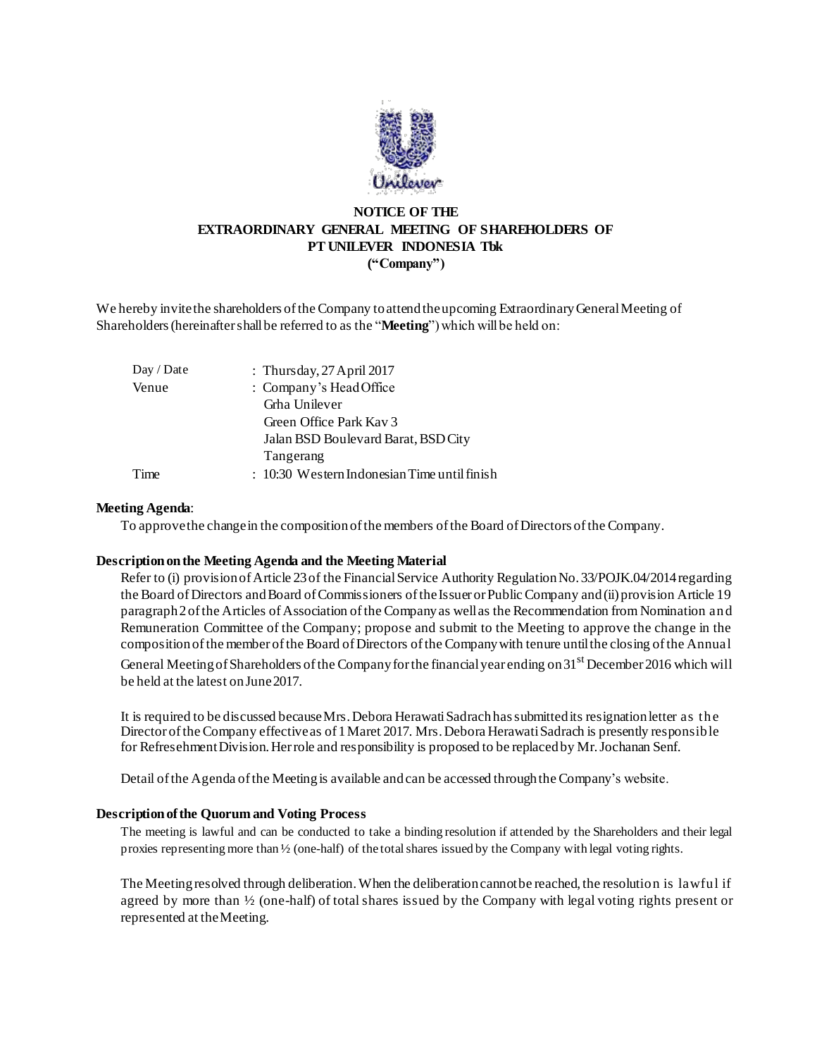# NOTICE OF THE EXTRAORDINARY GENERAL MEETING OF SHAREHOLDERS OF PT UNILEVER INDONESIA Tbk ("Company")

We hereby invite the shareholders of the Company to attend the upcoming Extraordinary General Meeting of Shareholders (hereinafter shall be referred to as the "**Meeting**") which will be held on:

| | |
|---|---|
| Day / Date | : Thursday, 27 April 2017 |
| Venue | : Company's Head Office<br>Grha Unilever<br>Green Office Park Kav 3<br>Jalan BSD Boulevard Barat, BSD City<br>Tangerang |
| Time | : 10:30 Western Indonesian Time until finish |

**Meeting Agenda**:

To approve the change in the composition of the members of the Board of Directors of the Company.

**Description on the Meeting Agenda and the Meeting Material**

Refer to (i) provision of Article 23 of the Financial Service Authority Regulation No. 33/POJK.04/2014 regarding the Board of Directors and Board of Commissioners of the Issuer or Public Company and (ii) provision Article 19 paragraph 2 of the Articles of Association of the Company as well as the Recommendation from Nomination and Remuneration Committee of the Company; propose and submit to the Meeting to approve the change in the composition of the member of the Board of Directors of the Company with tenure until the closing of the Annual General Meeting of Shareholders of the Company for the financial year ending on 31st December 2016 which will be held at the latest on June 2017.

It is required to be discussed because Mrs. Debora Herawati Sadrach has submitted its resignation letter as the Director of the Company effective as of 1 Maret 2017. Mrs. Debora Herawati Sadrach is presently responsible for Refresehment Division. Her role and responsibility is proposed to be replaced by Mr. Jochanan Senf.

Detail of the Agenda of the Meeting is available and can be accessed through the Company's website.

**Description of the Quorum and Voting Process**

The meeting is lawful and can be conducted to take a binding resolution if attended by the Shareholders and their legal proxies representing more than ½ (one-half) of the total shares issued by the Company with legal voting rights.

The Meeting resolved through deliberation. When the deliberation cannot be reached, the resolution is lawful if agreed by more than ½ (one-half) of total shares issued by the Company with legal voting rights present or represented at the Meeting.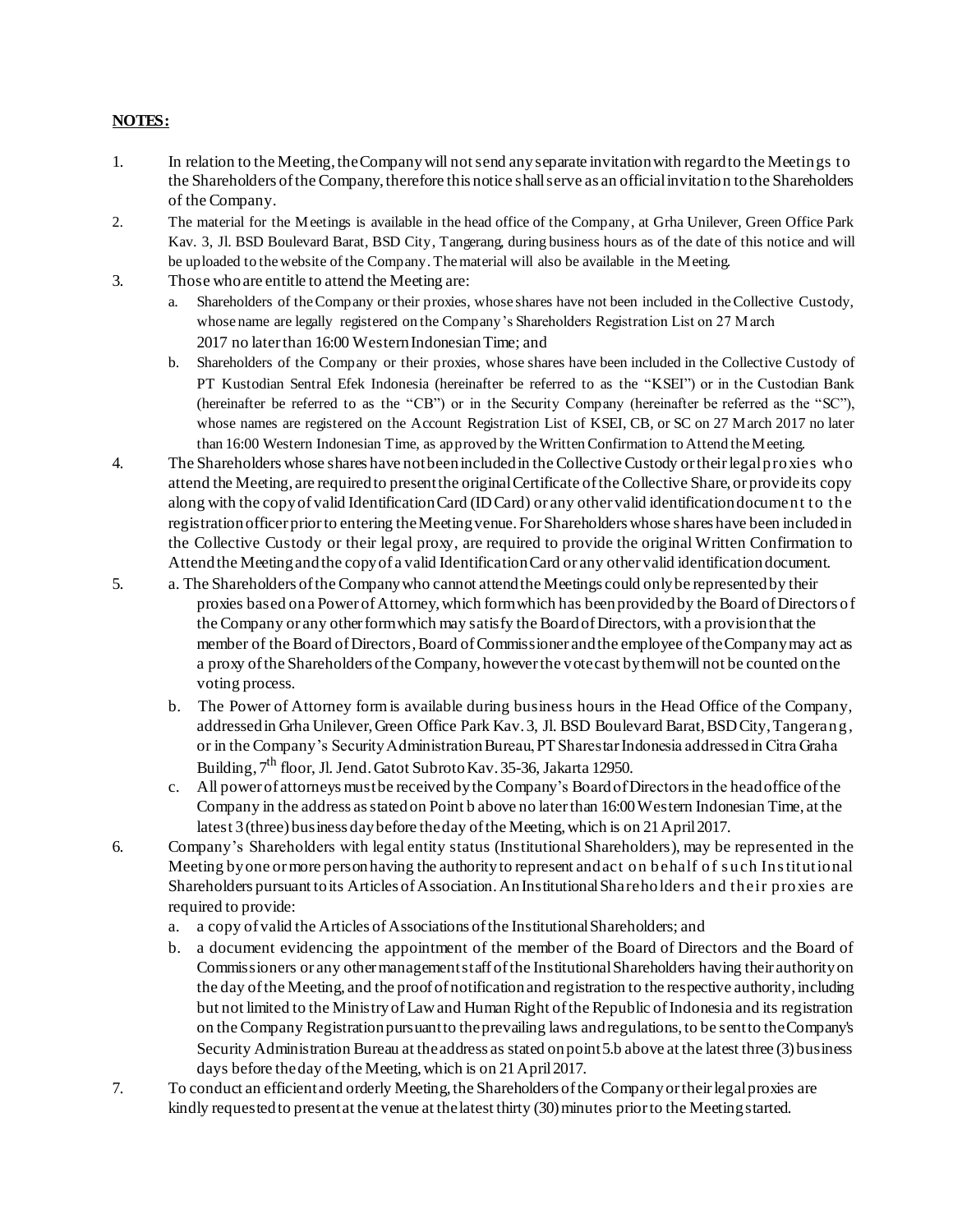**NOTES:**

1. In relation to the Meeting, the Company will not send any separate invitation with regard to the Meetings to the Shareholders of the Company, therefore this notice shall serve as an official invitation to the Shareholders of the Company.
2. The material for the Meetings is available in the head office of the Company, at Grha Unilever, Green Office Park Kav. 3, Jl. BSD Boulevard Barat, BSD City, Tangerang, during business hours as of the date of this notice and will be uploaded to the website of the Company. The material will also be available in the Meeting.
3. Those who are entitle to attend the Meeting are:
   a. Shareholders of the Company or their proxies, whose shares have not been included in the Collective Custody, whose name are legally registered on the Company's Shareholders Registration List on 27 March 2017 no later than 16:00 Western Indonesian Time; and
   b. Shareholders of the Company or their proxies, whose shares have been included in the Collective Custody of PT Kustodian Sentral Efek Indonesia (hereinafter be referred to as the "KSEI") or in the Custodian Bank (hereinafter be referred to as the "CB") or in the Security Company (hereinafter be referred as the "SC"), whose names are registered on the Account Registration List of KSEI, CB, or SC on 27 March 2017 no later than 16:00 Western Indonesian Time, as approved by the Written Confirmation to Attend the Meeting.
4. The Shareholders whose shares have not been included in the Collective Custody or their legal proxies who attend the Meeting, are required to present the original Certificate of the Collective Share, or provide its copy along with the copy of valid Identification Card (ID Card) or any other valid identification document to the registration officer prior to entering the Meeting venue. For Shareholders whose shares have been included in the Collective Custody or their legal proxy, are required to provide the original Written Confirmation to Attend the Meeting and the copy of a valid Identification Card or any other valid identification document.
5. a. The Shareholders of the Company who cannot attend the Meetings could only be represented by their proxies based on a Power of Attorney, which form which has been provided by the Board of Directors of the Company or any other form which may satisfy the Board of Directors, with a provision that the member of the Board of Directors, Board of Commissioner and the employee of the Company may act as a proxy of the Shareholders of the Company, however the vote cast by them will not be counted on the voting process.
   b. The Power of Attorney form is available during business hours in the Head Office of the Company, addressed in Grha Unilever, Green Office Park Kav. 3, Jl. BSD Boulevard Barat, BSD City, Tangerang, or in the Company's Security Administration Bureau, PT Sharestar Indonesia addressed in Citra Graha Building, 7th floor, Jl. Jend. Gatot Subroto Kav. 35-36, Jakarta 12950.
   c. All power of attorneys must be received by the Company's Board of Directors in the head office of the Company in the address as stated on Point b above no later than 16:00 Western Indonesian Time, at the latest 3 (three) business day before the day of the Meeting, which is on 21 April 2017.
6. Company's Shareholders with legal entity status (Institutional Shareholders), may be represented in the Meeting by one or more person having the authority to represent and act on behalf of such Institutional Shareholders pursuant to its Articles of Association. An Institutional Shareholders and their proxies are required to provide:
   a. a copy of valid the Articles of Associations of the Institutional Shareholders; and
   b. a document evidencing the appointment of the member of the Board of Directors and the Board of Commissioners or any other management staff of the Institutional Shareholders having their authority on the day of the Meeting, and the proof of notification and registration to the respective authority, including but not limited to the Ministry of Law and Human Right of the Republic of Indonesia and its registration on the Company Registration pursuant to the prevailing laws and regulations, to be sent to the Company's Security Administration Bureau at the address as stated on point 5.b above at the latest three (3) business days before the day of the Meeting, which is on 21 April 2017.
7. To conduct an efficient and orderly Meeting, the Shareholders of the Company or their legal proxies are kindly requested to present at the venue at the latest thirty (30) minutes prior to the Meeting started.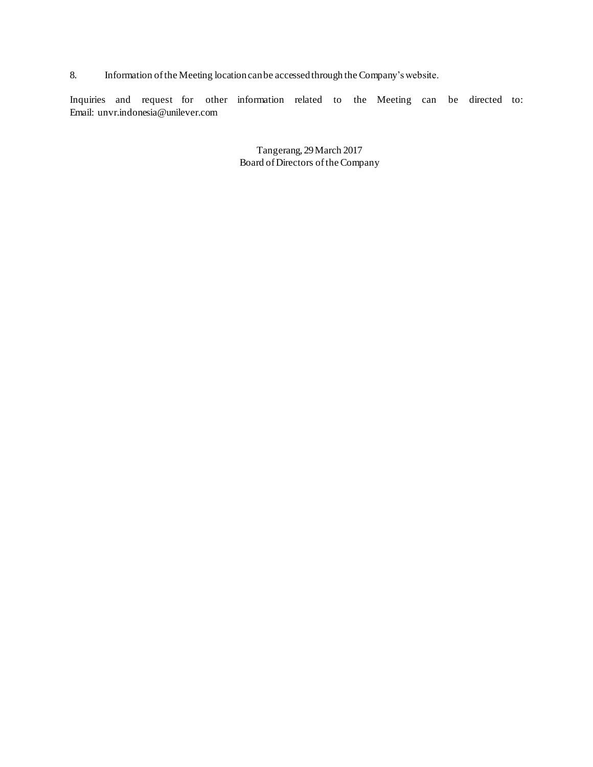8. Information of the Meeting location can be accessed through the Company's website.

Inquiries and request for other information related to the Meeting can be directed to:
Email: unvr.indonesia@unilever.com

Tangerang, 29 March 2017
Board of Directors of the Company